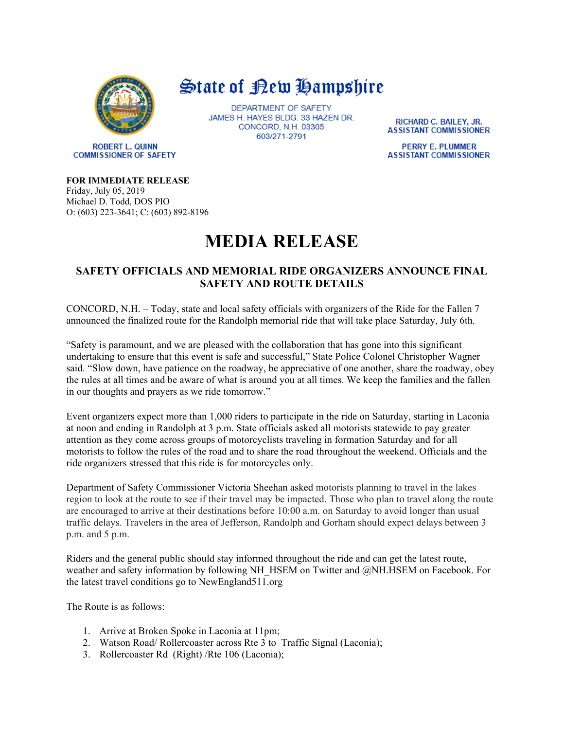# State of New Hampshire

DEPARTMENT OF SAFETY
JAMES H. HAYES BLDG. 33 HAZEN DR.
CONCORD, N.H. 03305
603/271-2791

ROBERT L. QUINN
COMMISSIONER OF SAFETY

RICHARD C. BAILEY, JR.
ASSISTANT COMMISSIONER

PERRY E. PLUMMER
ASSISTANT COMMISSIONER

**FOR IMMEDIATE RELEASE**
Friday, July 05, 2019
Michael D. Todd, DOS PIO
O: (603) 223-3641; C: (603) 892-8196

# MEDIA RELEASE

## SAFETY OFFICIALS AND MEMORIAL RIDE ORGANIZERS ANNOUNCE FINAL SAFETY AND ROUTE DETAILS

CONCORD, N.H. – Today, state and local safety officials with organizers of the Ride for the Fallen 7 announced the finalized route for the Randolph memorial ride that will take place Saturday, July 6th.

"Safety is paramount, and we are pleased with the collaboration that has gone into this significant undertaking to ensure that this event is safe and successful," State Police Colonel Christopher Wagner said. "Slow down, have patience on the roadway, be appreciative of one another, share the roadway, obey the rules at all times and be aware of what is around you at all times. We keep the families and the fallen in our thoughts and prayers as we ride tomorrow."

Event organizers expect more than 1,000 riders to participate in the ride on Saturday, starting in Laconia at noon and ending in Randolph at 3 p.m. State officials asked all motorists statewide to pay greater attention as they come across groups of motorcyclists traveling in formation Saturday and for all motorists to follow the rules of the road and to share the road throughout the weekend. Officials and the ride organizers stressed that this ride is for motorcycles only.

Department of Safety Commissioner Victoria Sheehan asked motorists planning to travel in the lakes region to look at the route to see if their travel may be impacted. Those who plan to travel along the route are encouraged to arrive at their destinations before 10:00 a.m. on Saturday to avoid longer than usual traffic delays. Travelers in the area of Jefferson, Randolph and Gorham should expect delays between 3 p.m. and 5 p.m.

Riders and the general public should stay informed throughout the ride and can get the latest route, weather and safety information by following NH_HSEM on Twitter and @NH.HSEM on Facebook. For the latest travel conditions go to NewEngland511.org

The Route is as follows:

1. Arrive at Broken Spoke in Laconia at 11pm;
2. Watson Road/ Rollercoaster across Rte 3 to Traffic Signal (Laconia);
3. Rollercoaster Rd (Right) /Rte 106 (Laconia);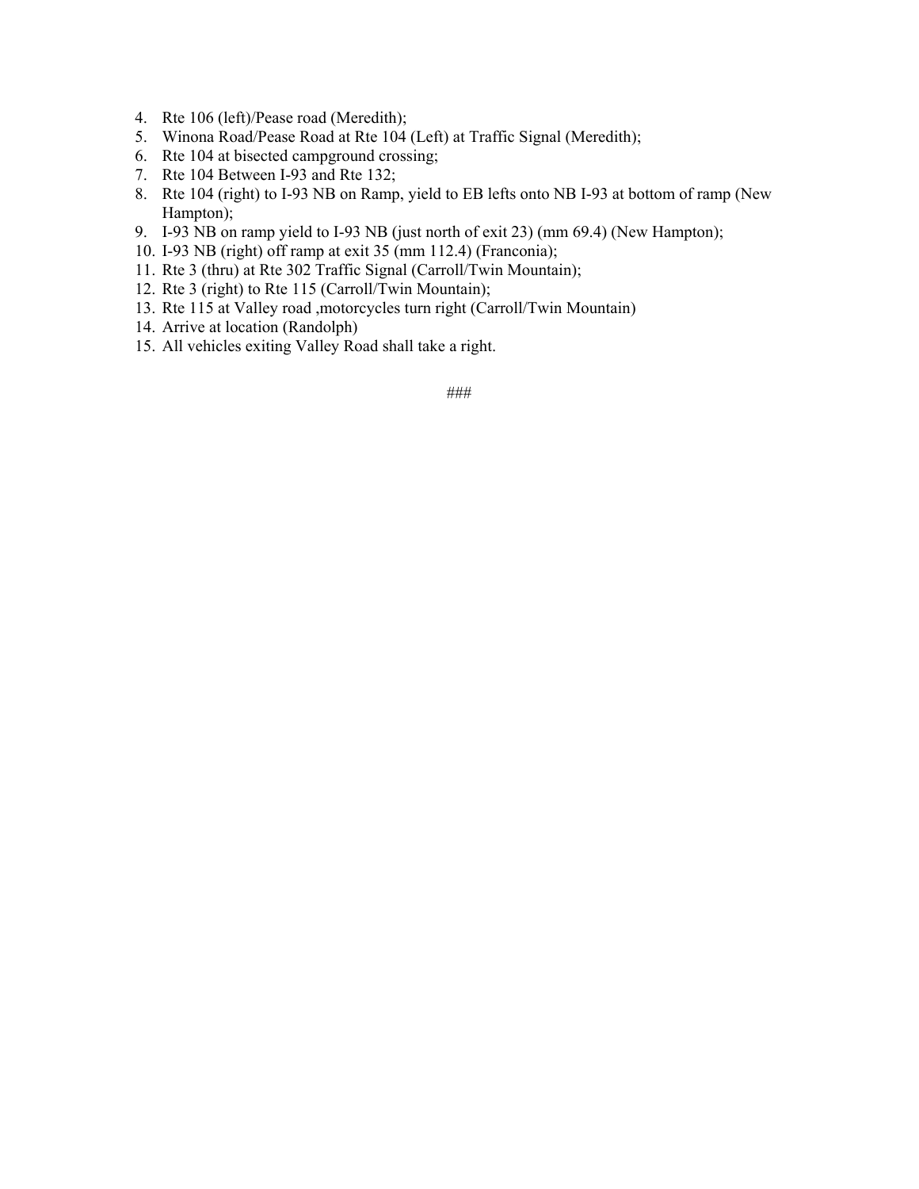4. Rte 106 (left)/Pease road (Meredith);
5. Winona Road/Pease Road at Rte 104 (Left) at Traffic Signal (Meredith);
6. Rte 104 at bisected campground crossing;
7. Rte 104 Between I-93 and Rte 132;
8. Rte 104 (right) to I-93 NB on Ramp, yield to EB lefts onto NB I-93 at bottom of ramp (New Hampton);
9. I-93 NB on ramp yield to I-93 NB (just north of exit 23) (mm 69.4) (New Hampton);
10. I-93 NB (right) off ramp at exit 35 (mm 112.4) (Franconia);
11. Rte 3 (thru) at Rte 302 Traffic Signal (Carroll/Twin Mountain);
12. Rte 3 (right) to Rte 115 (Carroll/Twin Mountain);
13. Rte 115 at Valley road ,motorcycles turn right (Carroll/Twin Mountain)
14. Arrive at location (Randolph)
15. All vehicles exiting Valley Road shall take a right.

###